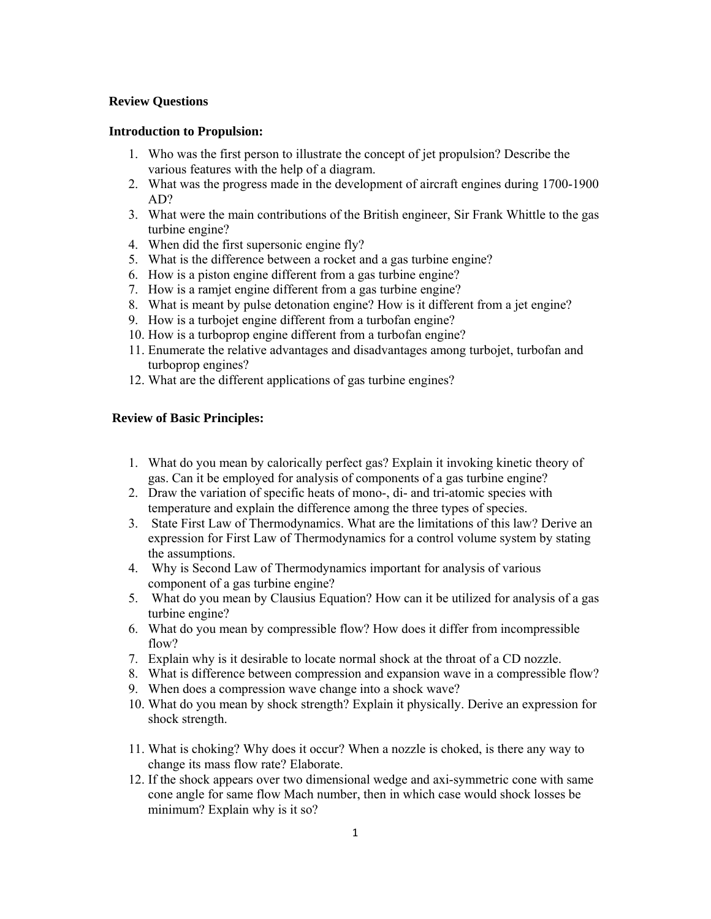**Review Questions**

**Introduction to Propulsion:**

1. Who was the first person to illustrate the concept of jet propulsion? Describe the various features with the help of a diagram.
2. What was the progress made in the development of aircraft engines during 1700-1900 AD?
3. What were the main contributions of the British engineer, Sir Frank Whittle to the gas turbine engine?
4. When did the first supersonic engine fly?
5. What is the difference between a rocket and a gas turbine engine?
6. How is a piston engine different from a gas turbine engine?
7. How is a ramjet engine different from a gas turbine engine?
8. What is meant by pulse detonation engine? How is it different from a jet engine?
9. How is a turbojet engine different from a turbofan engine?
10. How is a turboprop engine different from a turbofan engine?
11. Enumerate the relative advantages and disadvantages among turbojet, turbofan and turboprop engines?
12. What are the different applications of gas turbine engines?

**Review of Basic Principles:**

1. What do you mean by calorically perfect gas? Explain it invoking kinetic theory of gas. Can it be employed for analysis of components of a gas turbine engine?
2. Draw the variation of specific heats of mono-, di- and tri-atomic species with temperature and explain the difference among the three types of species.
3. State First Law of Thermodynamics. What are the limitations of this law? Derive an expression for First Law of Thermodynamics for a control volume system by stating the assumptions.
4. Why is Second Law of Thermodynamics important for analysis of various component of a gas turbine engine?
5. What do you mean by Clausius Equation? How can it be utilized for analysis of a gas turbine engine?
6. What do you mean by compressible flow? How does it differ from incompressible flow?
7. Explain why is it desirable to locate normal shock at the throat of a CD nozzle.
8. What is difference between compression and expansion wave in a compressible flow?
9. When does a compression wave change into a shock wave?
10. What do you mean by shock strength? Explain it physically. Derive an expression for shock strength.
11. What is choking? Why does it occur? When a nozzle is choked, is there any way to change its mass flow rate? Elaborate.
12. If the shock appears over two dimensional wedge and axi-symmetric cone with same cone angle for same flow Mach number, then in which case would shock losses be minimum? Explain why is it so?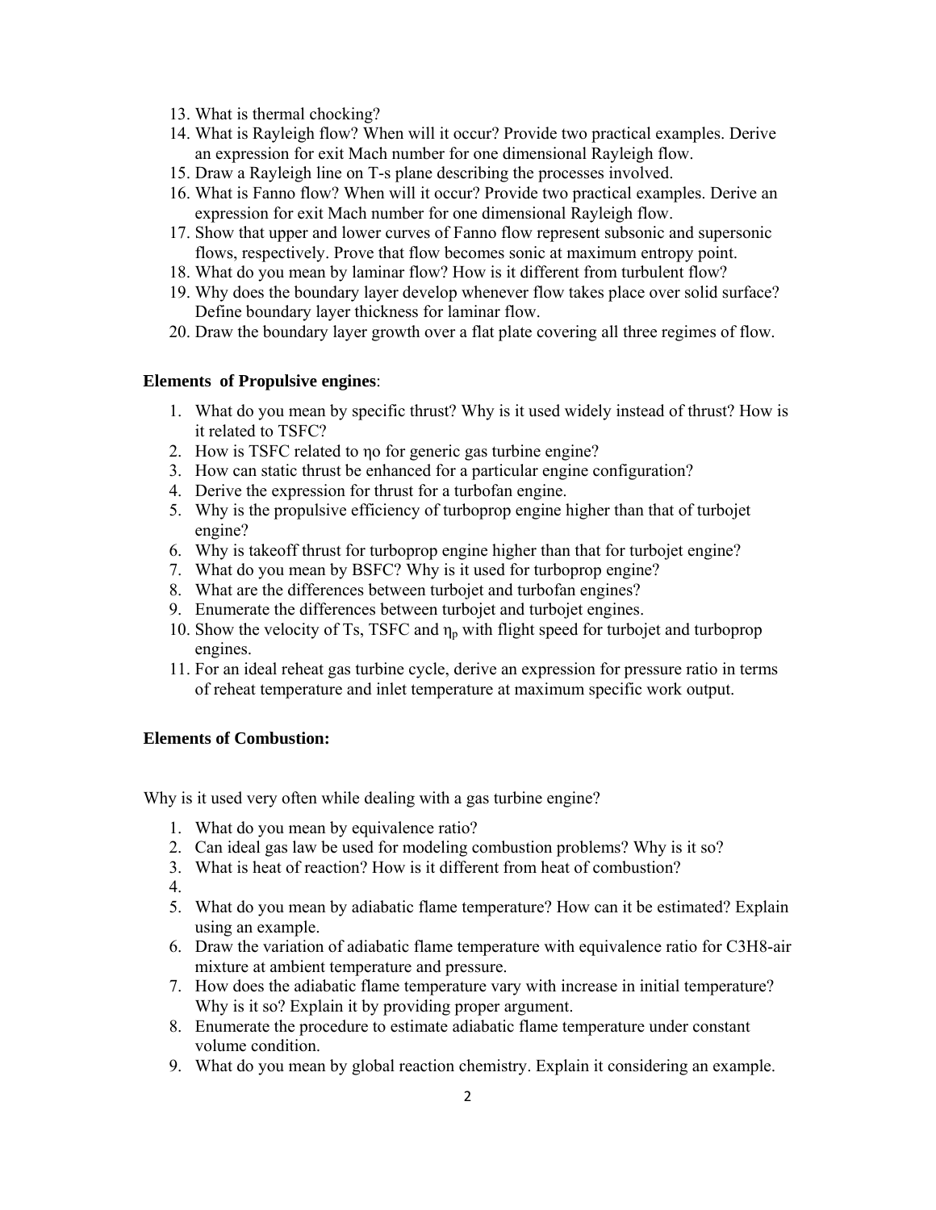13. What is thermal chocking?
14. What is Rayleigh flow? When will it occur? Provide two practical examples. Derive an expression for exit Mach number for one dimensional Rayleigh flow.
15. Draw a Rayleigh line on T-s plane describing the processes involved.
16. What is Fanno flow? When will it occur? Provide two practical examples. Derive an expression for exit Mach number for one dimensional Rayleigh flow.
17. Show that upper and lower curves of Fanno flow represent subsonic and supersonic flows, respectively. Prove that flow becomes sonic at maximum entropy point.
18. What do you mean by laminar flow? How is it different from turbulent flow?
19. Why does the boundary layer develop whenever flow takes place over solid surface? Define boundary layer thickness for laminar flow.
20. Draw the boundary layer growth over a flat plate covering all three regimes of flow.

**Elements of Propulsive engines**:

1. What do you mean by specific thrust? Why is it used widely instead of thrust? How is it related to TSFC?
2. How is TSFC related to $\eta_o$ for generic gas turbine engine?
3. How can static thrust be enhanced for a particular engine configuration?
4. Derive the expression for thrust for a turbofan engine.
5. Why is the propulsive efficiency of turboprop engine higher than that of turbojet engine?
6. Why is takeoff thrust for turboprop engine higher than that for turbojet engine?
7. What do you mean by BSFC? Why is it used for turboprop engine?
8. What are the differences between turbojet and turbofan engines?
9. Enumerate the differences between turbojet and turbojet engines.
10. Show the velocity of Ts, TSFC and $\eta_p$ with flight speed for turbojet and turboprop engines.
11. For an ideal reheat gas turbine cycle, derive an expression for pressure ratio in terms of reheat temperature and inlet temperature at maximum specific work output.

**Elements of Combustion:**

Why is it used very often while dealing with a gas turbine engine?

1. What do you mean by equivalence ratio?
2. Can ideal gas law be used for modeling combustion problems? Why is it so?
3. What is heat of reaction? How is it different from heat of combustion?
4. 
5. What do you mean by adiabatic flame temperature? How can it be estimated? Explain using an example.
6. Draw the variation of adiabatic flame temperature with equivalence ratio for $C_3H_8$-air mixture at ambient temperature and pressure.
7. How does the adiabatic flame temperature vary with increase in initial temperature? Why is it so? Explain it by providing proper argument.
8. Enumerate the procedure to estimate adiabatic flame temperature under constant volume condition.
9. What do you mean by global reaction chemistry. Explain it considering an example.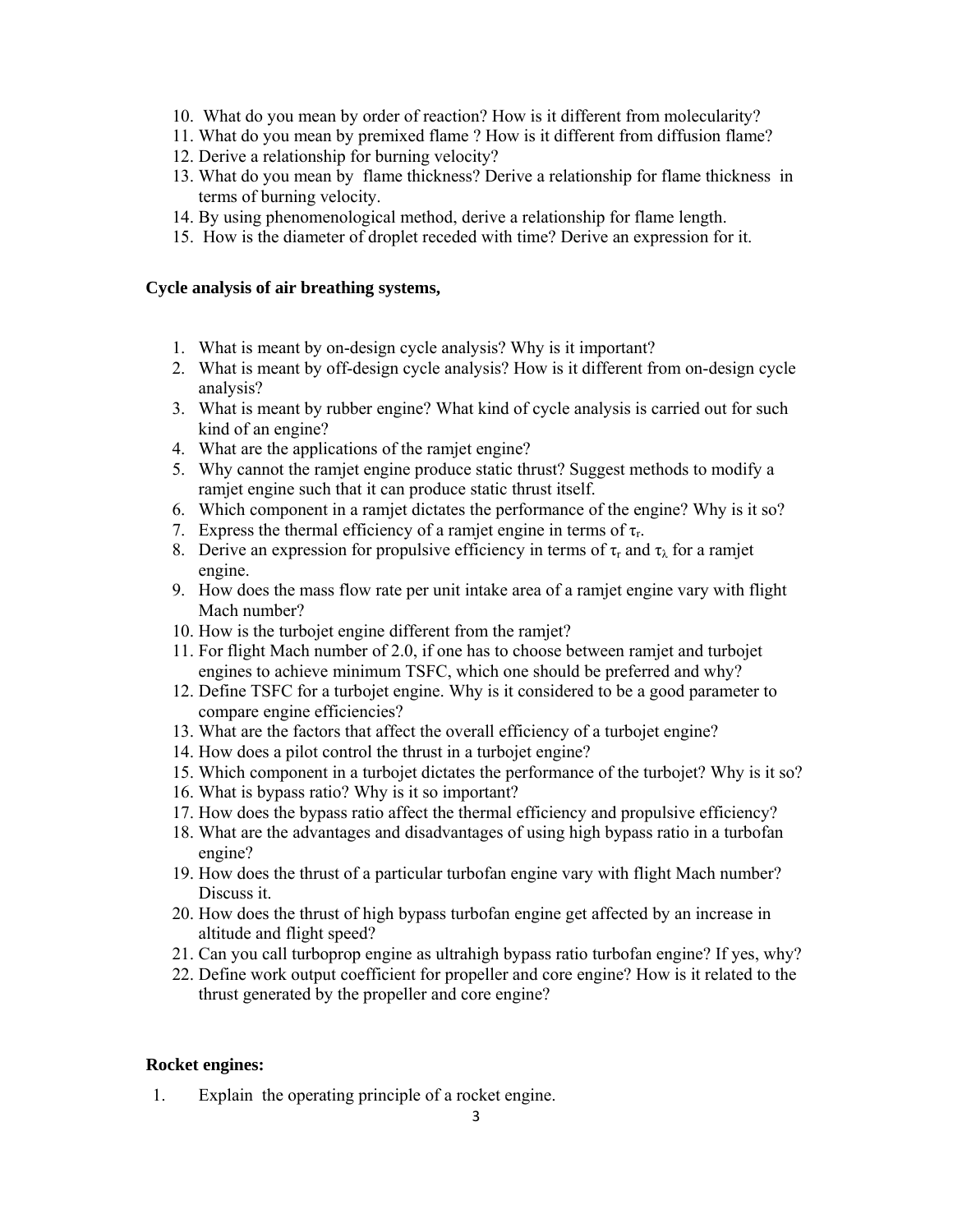10. What do you mean by order of reaction? How is it different from molecularity?
11. What do you mean by premixed flame ? How is it different from diffusion flame?
12. Derive a relationship for burning velocity?
13. What do you mean by flame thickness? Derive a relationship for flame thickness in terms of burning velocity.
14. By using phenomenological method, derive a relationship for flame length.
15. How is the diameter of droplet receded with time? Derive an expression for it.

**Cycle analysis of air breathing systems,**

1. What is meant by on-design cycle analysis? Why is it important?
2. What is meant by off-design cycle analysis? How is it different from on-design cycle analysis?
3. What is meant by rubber engine? What kind of cycle analysis is carried out for such kind of an engine?
4. What are the applications of the ramjet engine?
5. Why cannot the ramjet engine produce static thrust? Suggest methods to modify a ramjet engine such that it can produce static thrust itself.
6. Which component in a ramjet dictates the performance of the engine? Why is it so?
7. Express the thermal efficiency of a ramjet engine in terms of $\tau_r$.
8. Derive an expression for propulsive efficiency in terms of $\tau_r$ and $\tau_\lambda$ for a ramjet engine.
9. How does the mass flow rate per unit intake area of a ramjet engine vary with flight Mach number?
10. How is the turbojet engine different from the ramjet?
11. For flight Mach number of 2.0, if one has to choose between ramjet and turbojet engines to achieve minimum TSFC, which one should be preferred and why?
12. Define TSFC for a turbojet engine. Why is it considered to be a good parameter to compare engine efficiencies?
13. What are the factors that affect the overall efficiency of a turbojet engine?
14. How does a pilot control the thrust in a turbojet engine?
15. Which component in a turbojet dictates the performance of the turbojet? Why is it so?
16. What is bypass ratio? Why is it so important?
17. How does the bypass ratio affect the thermal efficiency and propulsive efficiency?
18. What are the advantages and disadvantages of using high bypass ratio in a turbofan engine?
19. How does the thrust of a particular turbofan engine vary with flight Mach number? Discuss it.
20. How does the thrust of high bypass turbofan engine get affected by an increase in altitude and flight speed?
21. Can you call turboprop engine as ultrahigh bypass ratio turbofan engine? If yes, why?
22. Define work output coefficient for propeller and core engine? How is it related to the thrust generated by the propeller and core engine?

**Rocket engines:**

1. Explain the operating principle of a rocket engine.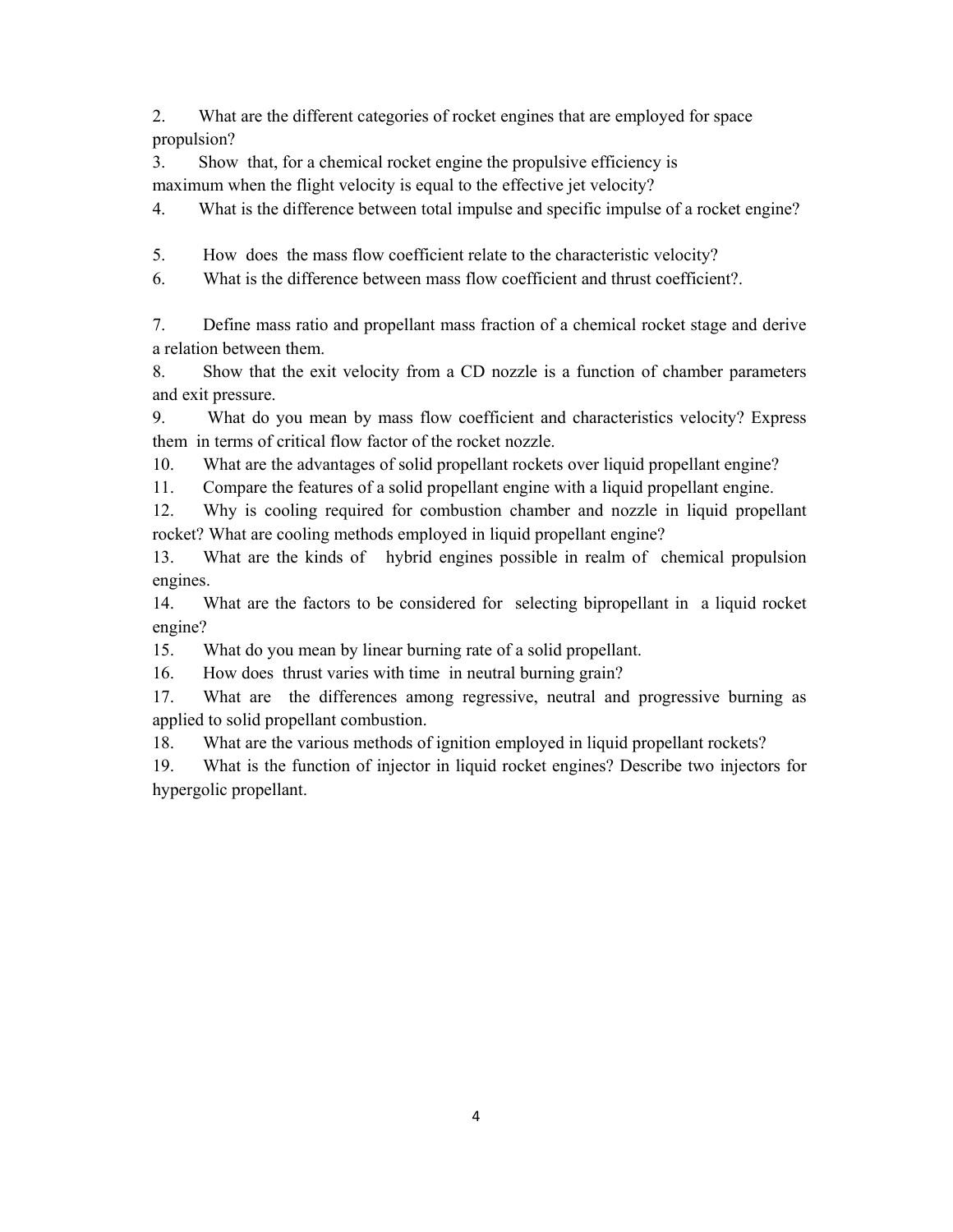2. What are the different categories of rocket engines that are employed for space propulsion?

3. Show that, for a chemical rocket engine the propulsive efficiency is maximum when the flight velocity is equal to the effective jet velocity?

4. What is the difference between total impulse and specific impulse of a rocket engine?

5. How does the mass flow coefficient relate to the characteristic velocity?

6. What is the difference between mass flow coefficient and thrust coefficient?.

7. Define mass ratio and propellant mass fraction of a chemical rocket stage and derive a relation between them.

8. Show that the exit velocity from a CD nozzle is a function of chamber parameters and exit pressure.

9. What do you mean by mass flow coefficient and characteristics velocity? Express them in terms of critical flow factor of the rocket nozzle.

10. What are the advantages of solid propellant rockets over liquid propellant engine?

11. Compare the features of a solid propellant engine with a liquid propellant engine.

12. Why is cooling required for combustion chamber and nozzle in liquid propellant rocket? What are cooling methods employed in liquid propellant engine?

13. What are the kinds of hybrid engines possible in realm of chemical propulsion engines.

14. What are the factors to be considered for selecting bipropellant in a liquid rocket engine?

15. What do you mean by linear burning rate of a solid propellant.

16. How does thrust varies with time in neutral burning grain?

17. What are the differences among regressive, neutral and progressive burning as applied to solid propellant combustion.

18. What are the various methods of ignition employed in liquid propellant rockets?

19. What is the function of injector in liquid rocket engines? Describe two injectors for hypergolic propellant.